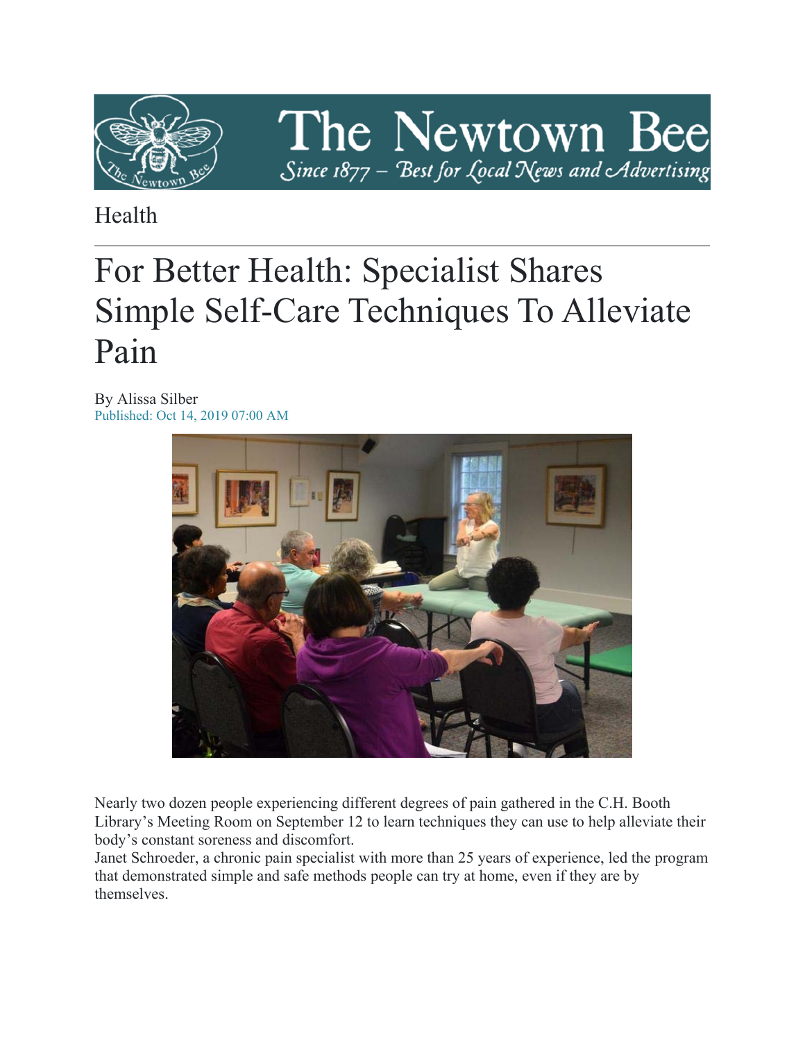Health

# For Better Health: Specialist Shares Simple Self-Care Techniques To Alleviate Pain

By Alissa Silber
Published: Oct 14, 2019 07:00 AM

Nearly two dozen people experiencing different degrees of pain gathered in the C.H. Booth Library's Meeting Room on September 12 to learn techniques they can use to help alleviate their body's constant soreness and discomfort.

Janet Schroeder, a chronic pain specialist with more than 25 years of experience, led the program that demonstrated simple and safe methods people can try at home, even if they are by themselves.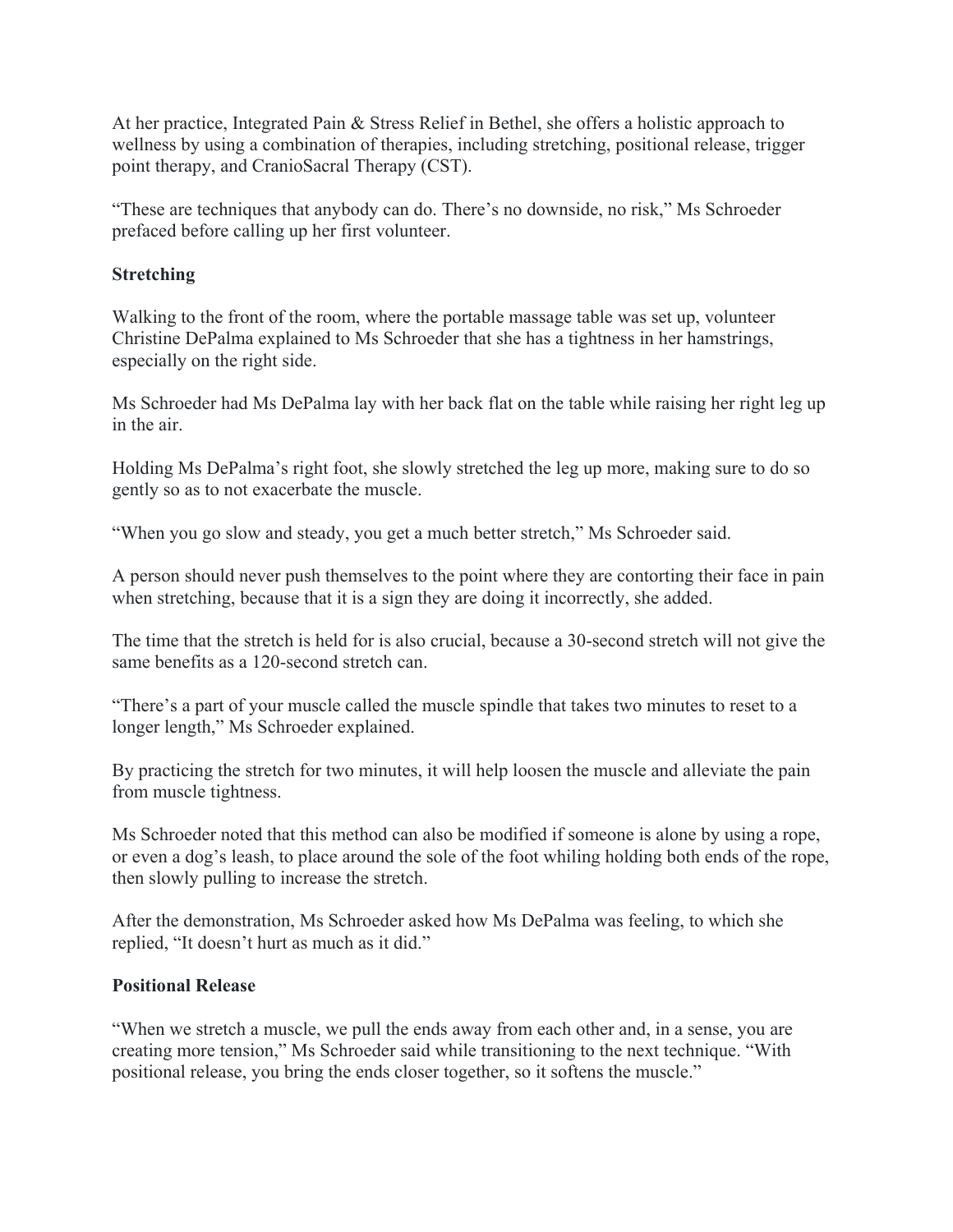At her practice, Integrated Pain & Stress Relief in Bethel, she offers a holistic approach to wellness by using a combination of therapies, including stretching, positional release, trigger point therapy, and CranioSacral Therapy (CST).

"These are techniques that anybody can do. There's no downside, no risk," Ms Schroeder prefaced before calling up her first volunteer.

**Stretching**

Walking to the front of the room, where the portable massage table was set up, volunteer Christine DePalma explained to Ms Schroeder that she has a tightness in her hamstrings, especially on the right side.

Ms Schroeder had Ms DePalma lay with her back flat on the table while raising her right leg up in the air.

Holding Ms DePalma's right foot, she slowly stretched the leg up more, making sure to do so gently so as to not exacerbate the muscle.

"When you go slow and steady, you get a much better stretch," Ms Schroeder said.

A person should never push themselves to the point where they are contorting their face in pain when stretching, because that it is a sign they are doing it incorrectly, she added.

The time that the stretch is held for is also crucial, because a 30-second stretch will not give the same benefits as a 120-second stretch can.

"There's a part of your muscle called the muscle spindle that takes two minutes to reset to a longer length," Ms Schroeder explained.

By practicing the stretch for two minutes, it will help loosen the muscle and alleviate the pain from muscle tightness.

Ms Schroeder noted that this method can also be modified if someone is alone by using a rope, or even a dog's leash, to place around the sole of the foot whiling holding both ends of the rope, then slowly pulling to increase the stretch.

After the demonstration, Ms Schroeder asked how Ms DePalma was feeling, to which she replied, "It doesn't hurt as much as it did."

**Positional Release**

"When we stretch a muscle, we pull the ends away from each other and, in a sense, you are creating more tension," Ms Schroeder said while transitioning to the next technique. "With positional release, you bring the ends closer together, so it softens the muscle."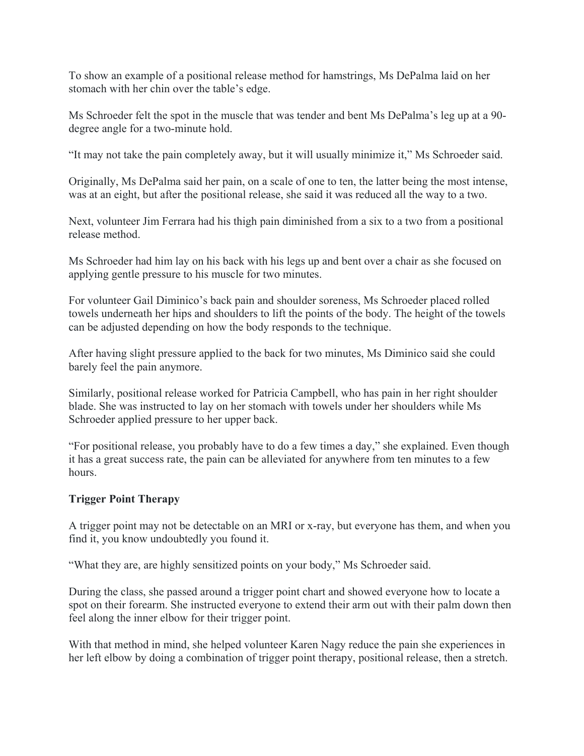To show an example of a positional release method for hamstrings, Ms DePalma laid on her stomach with her chin over the table's edge.

Ms Schroeder felt the spot in the muscle that was tender and bent Ms DePalma's leg up at a 90-degree angle for a two-minute hold.

"It may not take the pain completely away, but it will usually minimize it," Ms Schroeder said.

Originally, Ms DePalma said her pain, on a scale of one to ten, the latter being the most intense, was at an eight, but after the positional release, she said it was reduced all the way to a two.

Next, volunteer Jim Ferrara had his thigh pain diminished from a six to a two from a positional release method.

Ms Schroeder had him lay on his back with his legs up and bent over a chair as she focused on applying gentle pressure to his muscle for two minutes.

For volunteer Gail Diminico's back pain and shoulder soreness, Ms Schroeder placed rolled towels underneath her hips and shoulders to lift the points of the body. The height of the towels can be adjusted depending on how the body responds to the technique.

After having slight pressure applied to the back for two minutes, Ms Diminico said she could barely feel the pain anymore.

Similarly, positional release worked for Patricia Campbell, who has pain in her right shoulder blade. She was instructed to lay on her stomach with towels under her shoulders while Ms Schroeder applied pressure to her upper back.

"For positional release, you probably have to do a few times a day," she explained. Even though it has a great success rate, the pain can be alleviated for anywhere from ten minutes to a few hours.

**Trigger Point Therapy**

A trigger point may not be detectable on an MRI or x-ray, but everyone has them, and when you find it, you know undoubtedly you found it.

"What they are, are highly sensitized points on your body," Ms Schroeder said.

During the class, she passed around a trigger point chart and showed everyone how to locate a spot on their forearm. She instructed everyone to extend their arm out with their palm down then feel along the inner elbow for their trigger point.

With that method in mind, she helped volunteer Karen Nagy reduce the pain she experiences in her left elbow by doing a combination of trigger point therapy, positional release, then a stretch.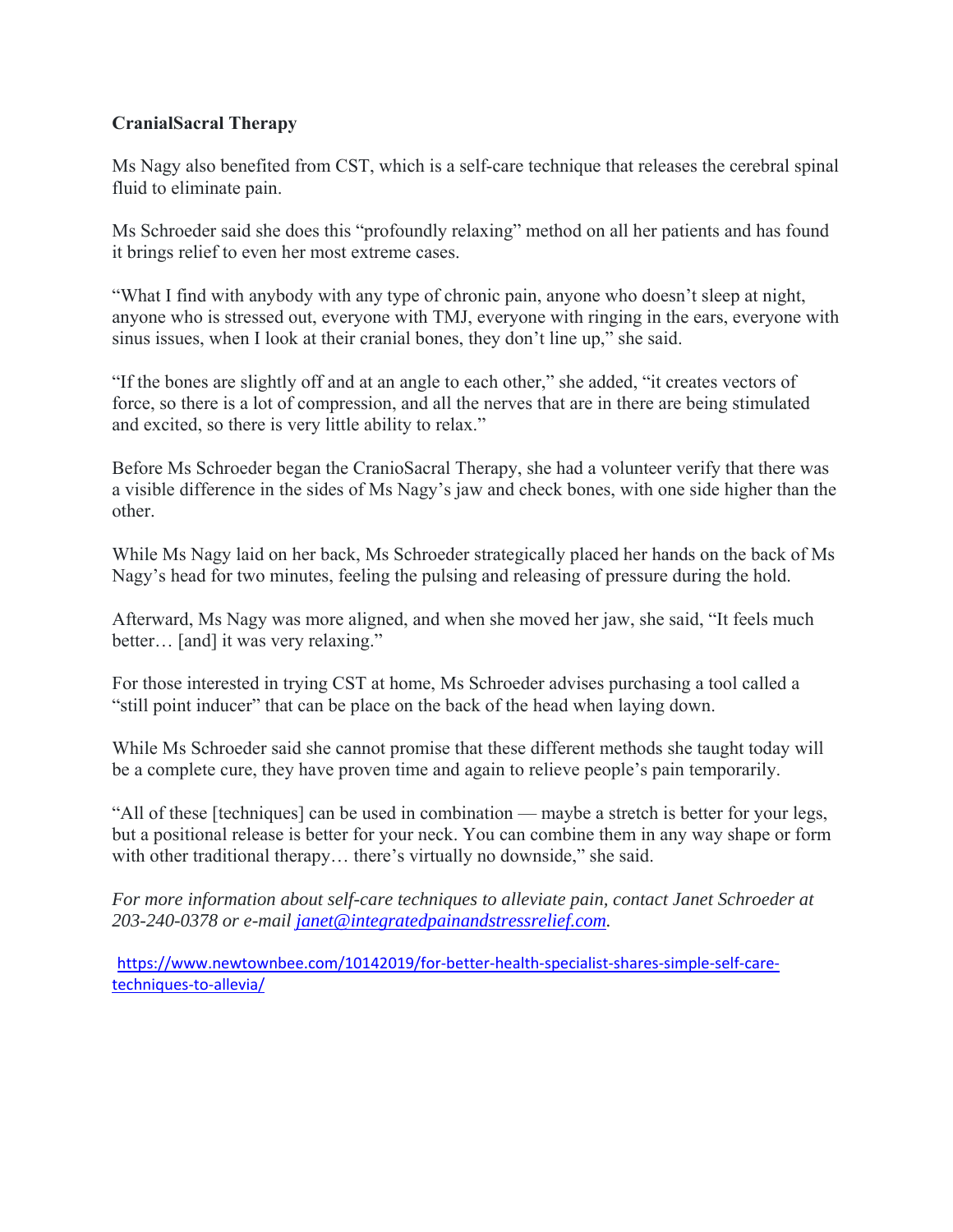**CranialSacral Therapy**

Ms Nagy also benefited from CST, which is a self-care technique that releases the cerebral spinal fluid to eliminate pain.

Ms Schroeder said she does this "profoundly relaxing" method on all her patients and has found it brings relief to even her most extreme cases.

"What I find with anybody with any type of chronic pain, anyone who doesn't sleep at night, anyone who is stressed out, everyone with TMJ, everyone with ringing in the ears, everyone with sinus issues, when I look at their cranial bones, they don't line up," she said.

"If the bones are slightly off and at an angle to each other," she added, "it creates vectors of force, so there is a lot of compression, and all the nerves that are in there are being stimulated and excited, so there is very little ability to relax."

Before Ms Schroeder began the CranioSacral Therapy, she had a volunteer verify that there was a visible difference in the sides of Ms Nagy's jaw and check bones, with one side higher than the other.

While Ms Nagy laid on her back, Ms Schroeder strategically placed her hands on the back of Ms Nagy's head for two minutes, feeling the pulsing and releasing of pressure during the hold.

Afterward, Ms Nagy was more aligned, and when she moved her jaw, she said, "It feels much better… [and] it was very relaxing."

For those interested in trying CST at home, Ms Schroeder advises purchasing a tool called a "still point inducer" that can be place on the back of the head when laying down.

While Ms Schroeder said she cannot promise that these different methods she taught today will be a complete cure, they have proven time and again to relieve people's pain temporarily.

"All of these [techniques] can be used in combination — maybe a stretch is better for your legs, but a positional release is better for your neck. You can combine them in any way shape or form with other traditional therapy… there's virtually no downside," she said.

*For more information about self-care techniques to alleviate pain, contact Janet Schroeder at 203-240-0378 or e-mail [janet@integratedpainandstressrelief.com](mailto:janet@integratedpainandstressrelief.com).*

https://www.newtownbee.com/10142019/for-better-health-specialist-shares-simple-self-care-techniques-to-allevia/